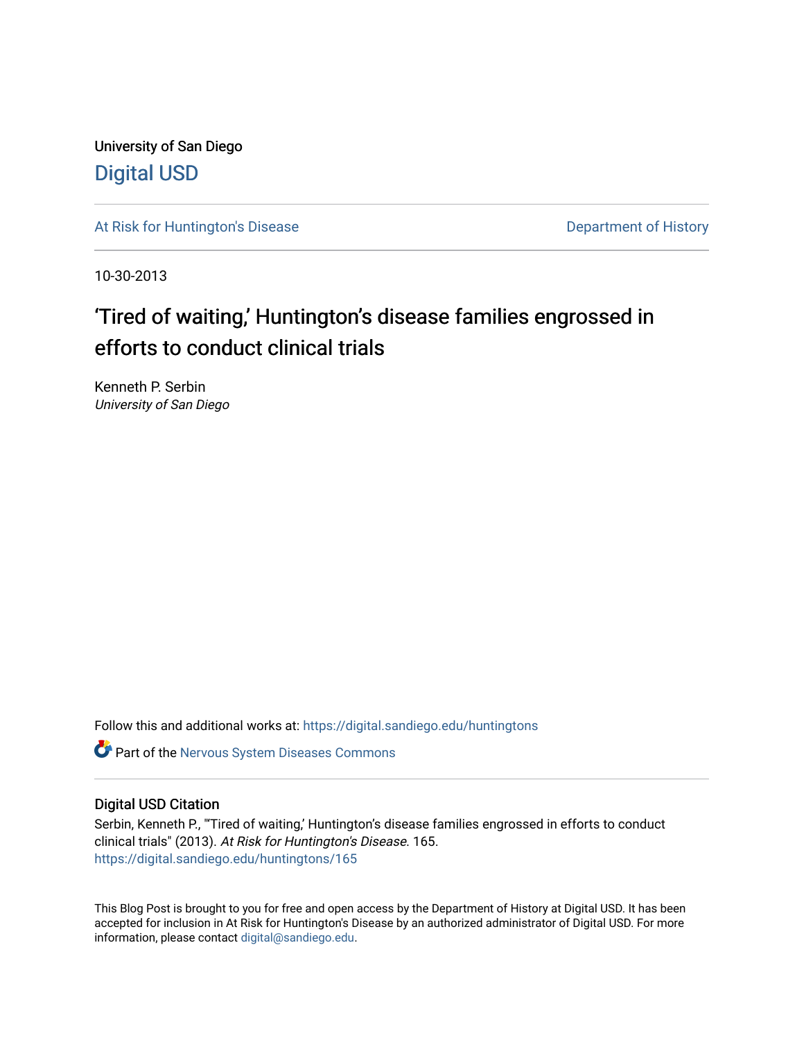University of San Diego

Digital USD

At Risk for Huntington's Disease

Department of History

10-30-2013

# ‘Tired of waiting,’ Huntington’s disease families engrossed in efforts to conduct clinical trials

Kenneth P. Serbin
*University of San Diego*

Follow this and additional works at: https://digital.sandiego.edu/huntingtons

Part of the Nervous System Diseases Commons

## Digital USD Citation

Serbin, Kenneth P., "‘Tired of waiting,’ Huntington’s disease families engrossed in efforts to conduct clinical trials" (2013). *At Risk for Huntington's Disease*. 165.
https://digital.sandiego.edu/huntingtons/165

This Blog Post is brought to you for free and open access by the Department of History at Digital USD. It has been accepted for inclusion in At Risk for Huntington's Disease by an authorized administrator of Digital USD. For more information, please contact digital@sandiego.edu.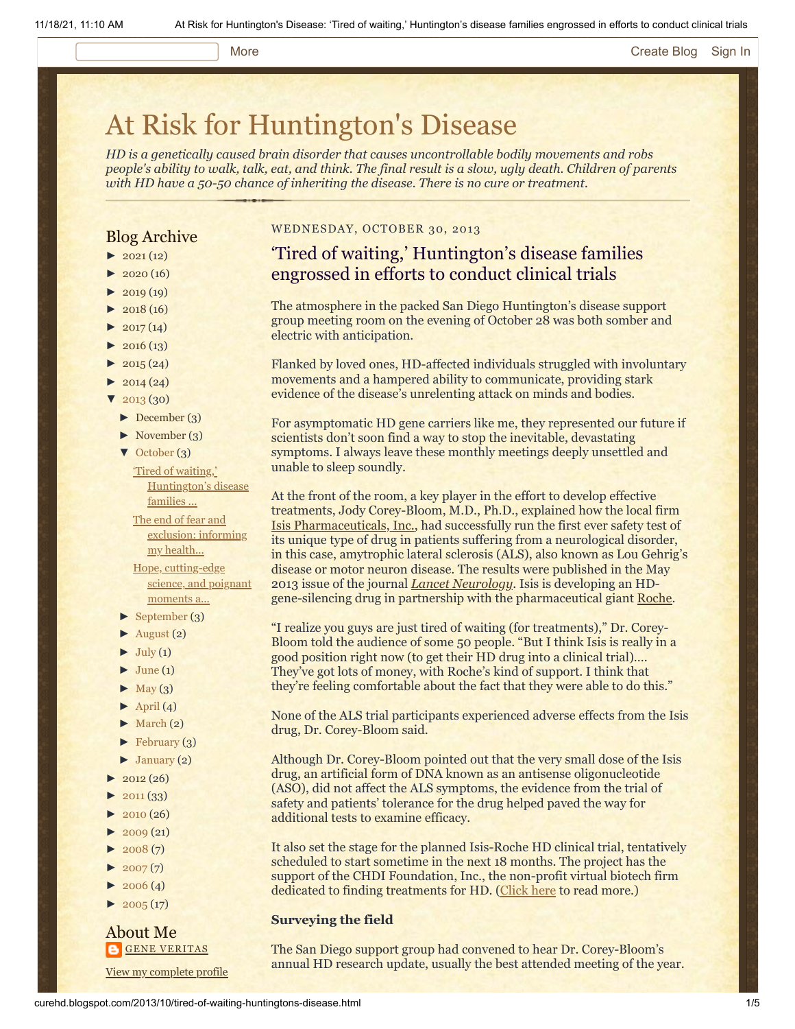# At Risk for Huntington's Disease

*HD is a genetically caused brain disorder that causes uncontrollable bodily movements and robs people's ability to walk, talk, eat, and think. The final result is a slow, ugly death. Children of parents with HD have a 50-50 chance of inheriting the disease. There is no cure or treatment.*

## Blog Archive

- ► 2021 (12)
- ► 2020 (16)
- ► 2019 (19)
- ► 2018 (16)
- ► 2017 (14)
- ► 2016 (13)
- ► 2015 (24)
- ► 2014 (24)
- ▼ 2013 (30)
  - ► December (3)
  - ► November (3)
  - ▼ October (3)
    - 'Tired of waiting,' Huntington's disease families ...
    - The end of fear and exclusion: informing my health...
    - Hope, cutting-edge science, and poignant moments a...
  - ► September (3)
  - ► August (2)
  - ► July (1)
  - ► June (1)
  - ► May (3)
  - ► April (4)
  - ► March (2)
  - ► February (3)
  - ► January (2)
- ► 2012 (26)
- ► 2011 (33)
- ► 2010 (26)
- ► 2009 (21)
- ► 2008 (7)
- ► 2007 (7)
- ► 2006 (4)
- ► 2005 (17)

## About Me

GENE VERITAS

View my complete profile

WEDNESDAY, OCTOBER 30, 2013

## 'Tired of waiting,' Huntington's disease families engrossed in efforts to conduct clinical trials

The atmosphere in the packed San Diego Huntington's disease support group meeting room on the evening of October 28 was both somber and electric with anticipation.

Flanked by loved ones, HD-affected individuals struggled with involuntary movements and a hampered ability to communicate, providing stark evidence of the disease's unrelenting attack on minds and bodies.

For asymptomatic HD gene carriers like me, they represented our future if scientists don't soon find a way to stop the inevitable, devastating symptoms. I always leave these monthly meetings deeply unsettled and unable to sleep soundly.

At the front of the room, a key player in the effort to develop effective treatments, Jody Corey-Bloom, M.D., Ph.D., explained how the local firm Isis Pharmaceuticals, Inc., had successfully run the first ever safety test of its unique type of drug in patients suffering from a neurological disorder, in this case, amytrophic lateral sclerosis (ALS), also known as Lou Gehrig's disease or motor neuron disease. The results were published in the May 2013 issue of the journal *Lancet Neurology*. Isis is developing an HD-gene-silencing drug in partnership with the pharmaceutical giant Roche.

"I realize you guys are just tired of waiting (for treatments)," Dr. Corey-Bloom told the audience of some 50 people. "But I think Isis is really in a good position right now (to get their HD drug into a clinical trial)…. They've got lots of money, with Roche's kind of support. I think that they're feeling comfortable about the fact that they were able to do this."

None of the ALS trial participants experienced adverse effects from the Isis drug, Dr. Corey-Bloom said.

Although Dr. Corey-Bloom pointed out that the very small dose of the Isis drug, an artificial form of DNA known as an antisense oligonucleotide (ASO), did not affect the ALS symptoms, the evidence from the trial of safety and patients' tolerance for the drug helped paved the way for additional tests to examine efficacy.

It also set the stage for the planned Isis-Roche HD clinical trial, tentatively scheduled to start sometime in the next 18 months. The project has the support of the CHDI Foundation, Inc., the non-profit virtual biotech firm dedicated to finding treatments for HD. (Click here to read more.)

**Surveying the field**

The San Diego support group had convened to hear Dr. Corey-Bloom's annual HD research update, usually the best attended meeting of the year.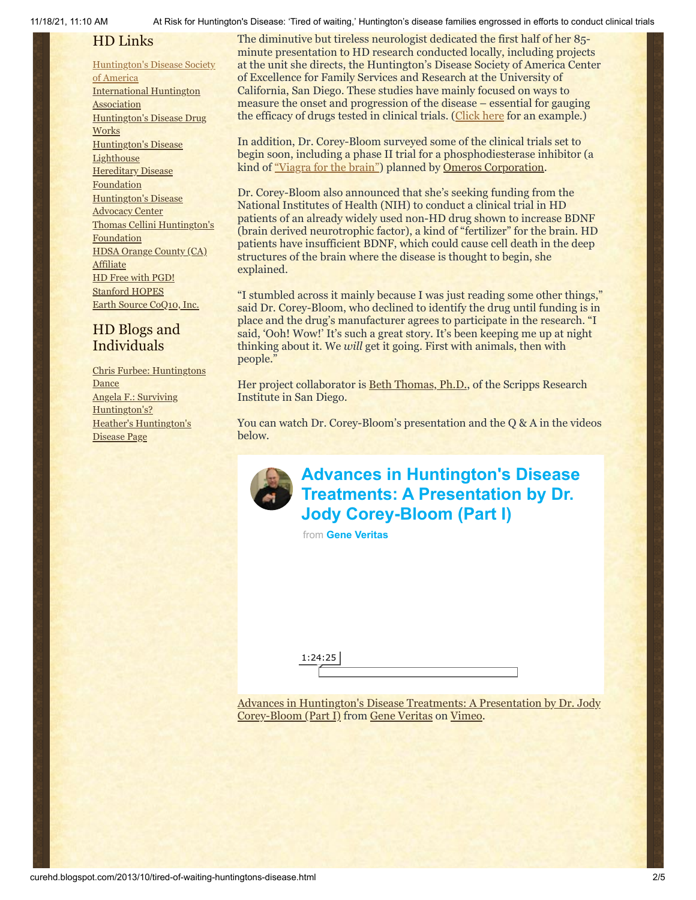## HD Links

[Huntington's Disease Society of America](#)
[International Huntington Association](#)
[Huntington's Disease Drug Works](#)
[Huntington's Disease Lighthouse](#)
[Hereditary Disease Foundation](#)
[Huntington's Disease Advocacy Center](#)
[Thomas Cellini Huntington's Foundation](#)
[HDSA Orange County (CA) Affiliate](#)
[HD Free with PGD!](#)
[Stanford HOPES](#)
[Earth Source CoQ10, Inc.](#)

## HD Blogs and Individuals

[Chris Furbee: Huntingtons Dance](#)
[Angela F.: Surviving Huntington's?](#)
[Heather's Huntington's Disease Page](#)

The diminutive but tireless neurologist dedicated the first half of her 85-minute presentation to HD research conducted locally, including projects at the unit she directs, the Huntington's Disease Society of America Center of Excellence for Family Services and Research at the University of California, San Diego. These studies have mainly focused on ways to measure the onset and progression of the disease – essential for gauging the efficacy of drugs tested in clinical trials. (Click here for an example.)

In addition, Dr. Corey-Bloom surveyed some of the clinical trials set to begin soon, including a phase II trial for a phosphodiesterase inhibitor (a kind of "Viagra for the brain") planned by Omeros Corporation.

Dr. Corey-Bloom also announced that she's seeking funding from the National Institutes of Health (NIH) to conduct a clinical trial in HD patients of an already widely used non-HD drug shown to increase BDNF (brain derived neurotrophic factor), a kind of "fertilizer" for the brain. HD patients have insufficient BDNF, which could cause cell death in the deep structures of the brain where the disease is thought to begin, she explained.

"I stumbled across it mainly because I was just reading some other things," said Dr. Corey-Bloom, who declined to identify the drug until funding is in place and the drug's manufacturer agrees to participate in the research. "I said, 'Ooh! Wow!' It's such a great story. It's been keeping me up at night thinking about it. We *will* get it going. First with animals, then with people."

Her project collaborator is Beth Thomas, Ph.D., of the Scripps Research Institute in San Diego.

You can watch Dr. Corey-Bloom's presentation and the Q & A in the videos below.

**Advances in Huntington's Disease Treatments: A Presentation by Dr. Jody Corey-Bloom (Part I)**

from **Gene Veritas**

1:24:25

Advances in Huntington's Disease Treatments: A Presentation by Dr. Jody Corey-Bloom (Part I) from Gene Veritas on Vimeo.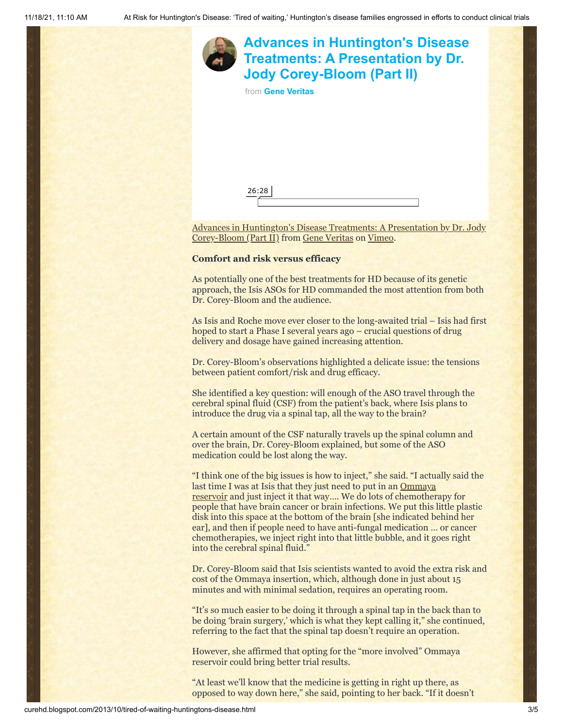## Advances in Huntington's Disease Treatments: A Presentation by Dr. Jody Corey-Bloom (Part II)

from **Gene Veritas**

26:28

Advances in Huntington's Disease Treatments: A Presentation by Dr. Jody Corey-Bloom (Part II) from Gene Veritas on Vimeo.

**Comfort and risk versus efficacy**

As potentially one of the best treatments for HD because of its genetic approach, the Isis ASOs for HD commanded the most attention from both Dr. Corey-Bloom and the audience.

As Isis and Roche move ever closer to the long-awaited trial – Isis had first hoped to start a Phase I several years ago – crucial questions of drug delivery and dosage have gained increasing attention.

Dr. Corey-Bloom's observations highlighted a delicate issue: the tensions between patient comfort/risk and drug efficacy.

She identified a key question: will enough of the ASO travel through the cerebral spinal fluid (CSF) from the patient's back, where Isis plans to introduce the drug via a spinal tap, all the way to the brain?

A certain amount of the CSF naturally travels up the spinal column and over the brain, Dr. Corey-Bloom explained, but some of the ASO medication could be lost along the way.

"I think one of the big issues is how to inject," she said. "I actually said the last time I was at Isis that they just need to put in an Ommaya reservoir and just inject it that way…. We do lots of chemotherapy for people that have brain cancer or brain infections. We put this little plastic disk into this space at the bottom of the brain [she indicated behind her ear], and then if people need to have anti-fungal medication … or cancer chemotherapies, we inject right into that little bubble, and it goes right into the cerebral spinal fluid."

Dr. Corey-Bloom said that Isis scientists wanted to avoid the extra risk and cost of the Ommaya insertion, which, although done in just about 15 minutes and with minimal sedation, requires an operating room.

"It's so much easier to be doing it through a spinal tap in the back than to be doing 'brain surgery,' which is what they kept calling it," she continued, referring to the fact that the spinal tap doesn't require an operation.

However, she affirmed that opting for the "more involved" Ommaya reservoir could bring better trial results.

"At least we'll know that the medicine is getting in right up there, as opposed to way down here," she said, pointing to her back. "If it doesn't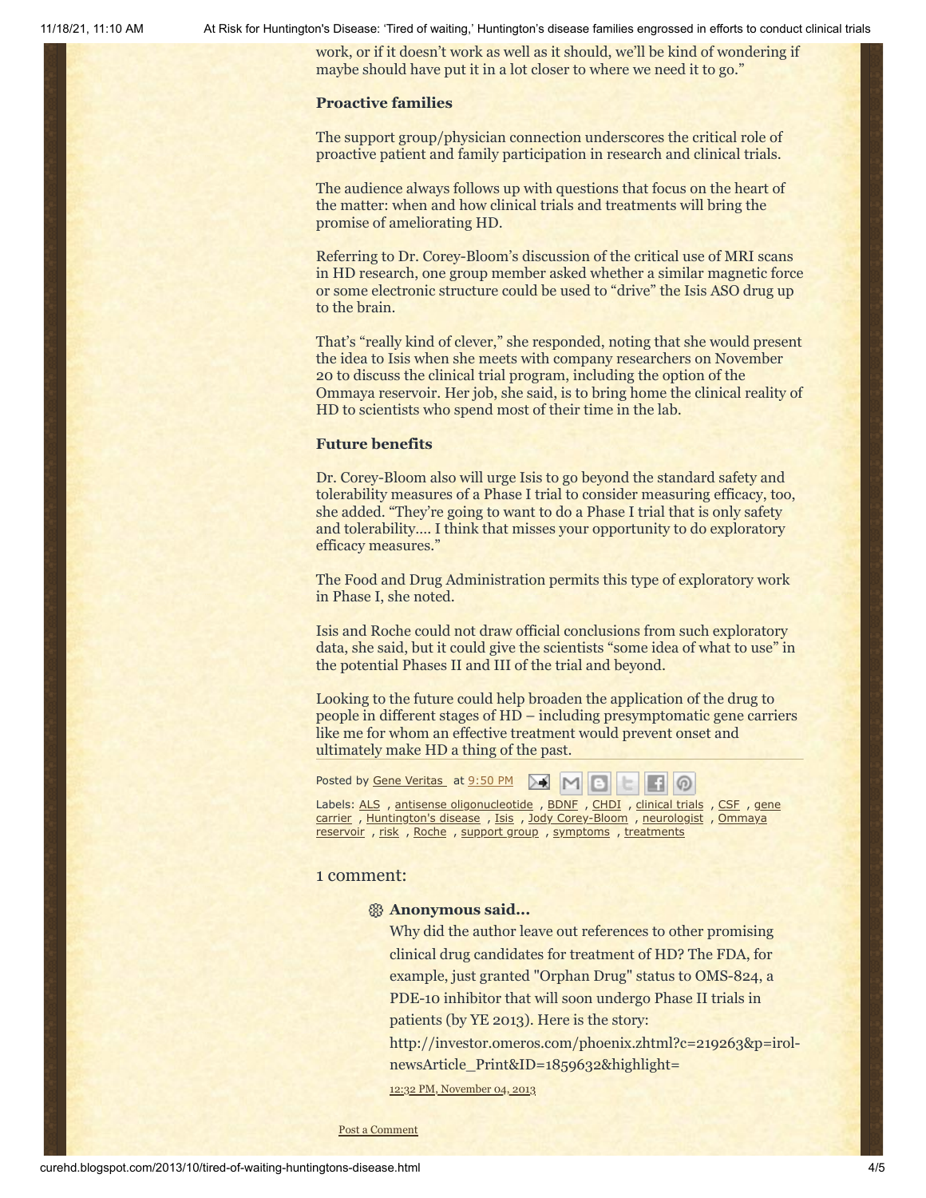work, or if it doesn't work as well as it should, we'll be kind of wondering if maybe should have put it in a lot closer to where we need it to go."

**Proactive families**

The support group/physician connection underscores the critical role of proactive patient and family participation in research and clinical trials.

The audience always follows up with questions that focus on the heart of the matter: when and how clinical trials and treatments will bring the promise of ameliorating HD.

Referring to Dr. Corey-Bloom's discussion of the critical use of MRI scans in HD research, one group member asked whether a similar magnetic force or some electronic structure could be used to "drive" the Isis ASO drug up to the brain.

That's "really kind of clever," she responded, noting that she would present the idea to Isis when she meets with company researchers on November 20 to discuss the clinical trial program, including the option of the Ommaya reservoir. Her job, she said, is to bring home the clinical reality of HD to scientists who spend most of their time in the lab.

**Future benefits**

Dr. Corey-Bloom also will urge Isis to go beyond the standard safety and tolerability measures of a Phase I trial to consider measuring efficacy, too, she added. "They're going to want to do a Phase I trial that is only safety and tolerability.... I think that misses your opportunity to do exploratory efficacy measures."

The Food and Drug Administration permits this type of exploratory work in Phase I, she noted.

Isis and Roche could not draw official conclusions from such exploratory data, she said, but it could give the scientists "some idea of what to use" in the potential Phases II and III of the trial and beyond.

Looking to the future could help broaden the application of the drug to people in different stages of HD – including presymptomatic gene carriers like me for whom an effective treatment would prevent onset and ultimately make HD a thing of the past.

Posted by Gene Veritas at 9:50 PM

Labels: ALS , antisense oligonucleotide , BDNF , CHDI , clinical trials , CSF , gene carrier , Huntington's disease , Isis , Jody Corey-Bloom , neurologist , Ommaya reservoir , risk , Roche , support group , symptoms , treatments

1 comment:

**Anonymous said...**

Why did the author leave out references to other promising clinical drug candidates for treatment of HD? The FDA, for example, just granted "Orphan Drug" status to OMS-824, a PDE-10 inhibitor that will soon undergo Phase II trials in patients (by YE 2013). Here is the story: http://investor.omeros.com/phoenix.zhtml?c=219263&p=irol-newsArticle_Print&ID=1859632&highlight=

12:32 PM, November 04, 2013

Post a Comment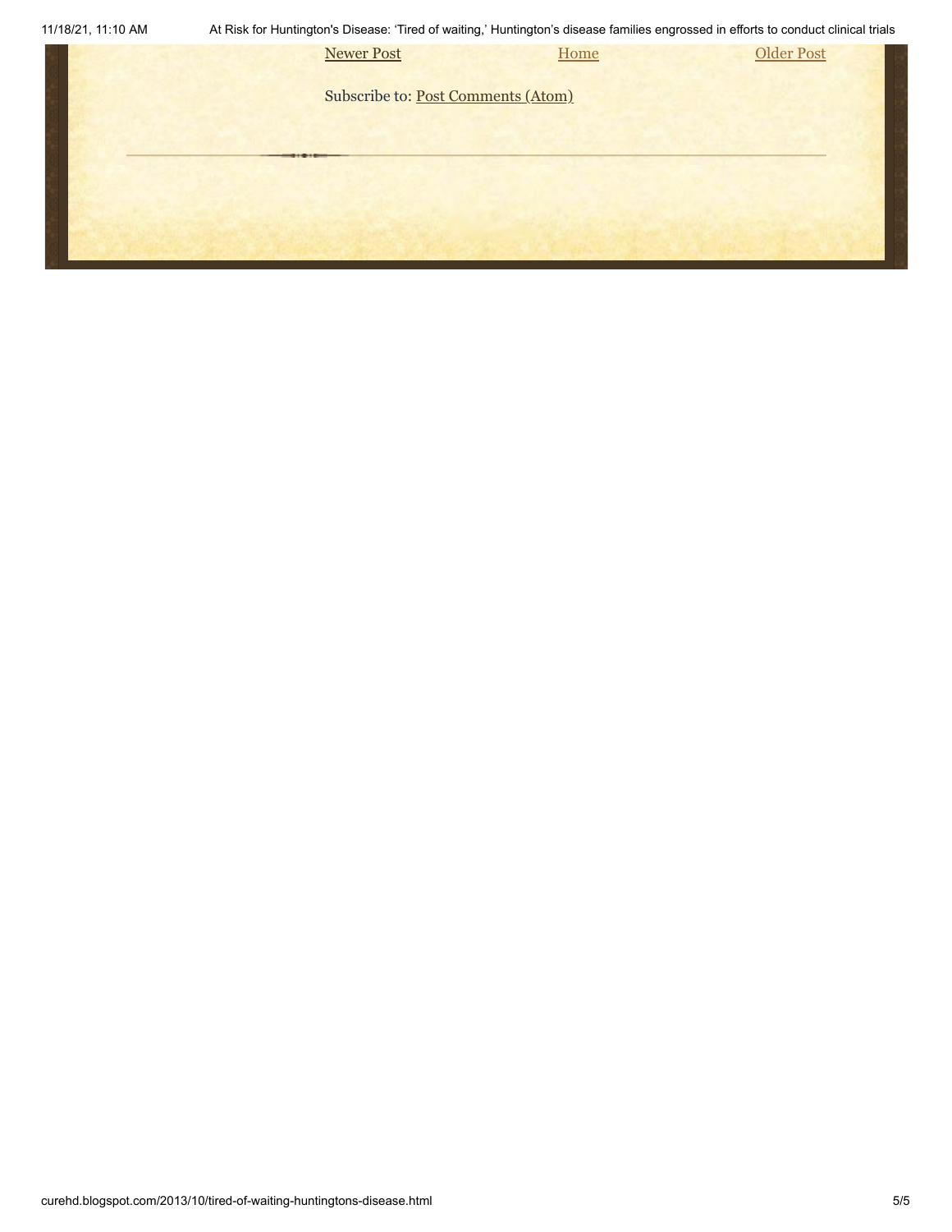Newer Post Home Older Post

Subscribe to: Post Comments (Atom)